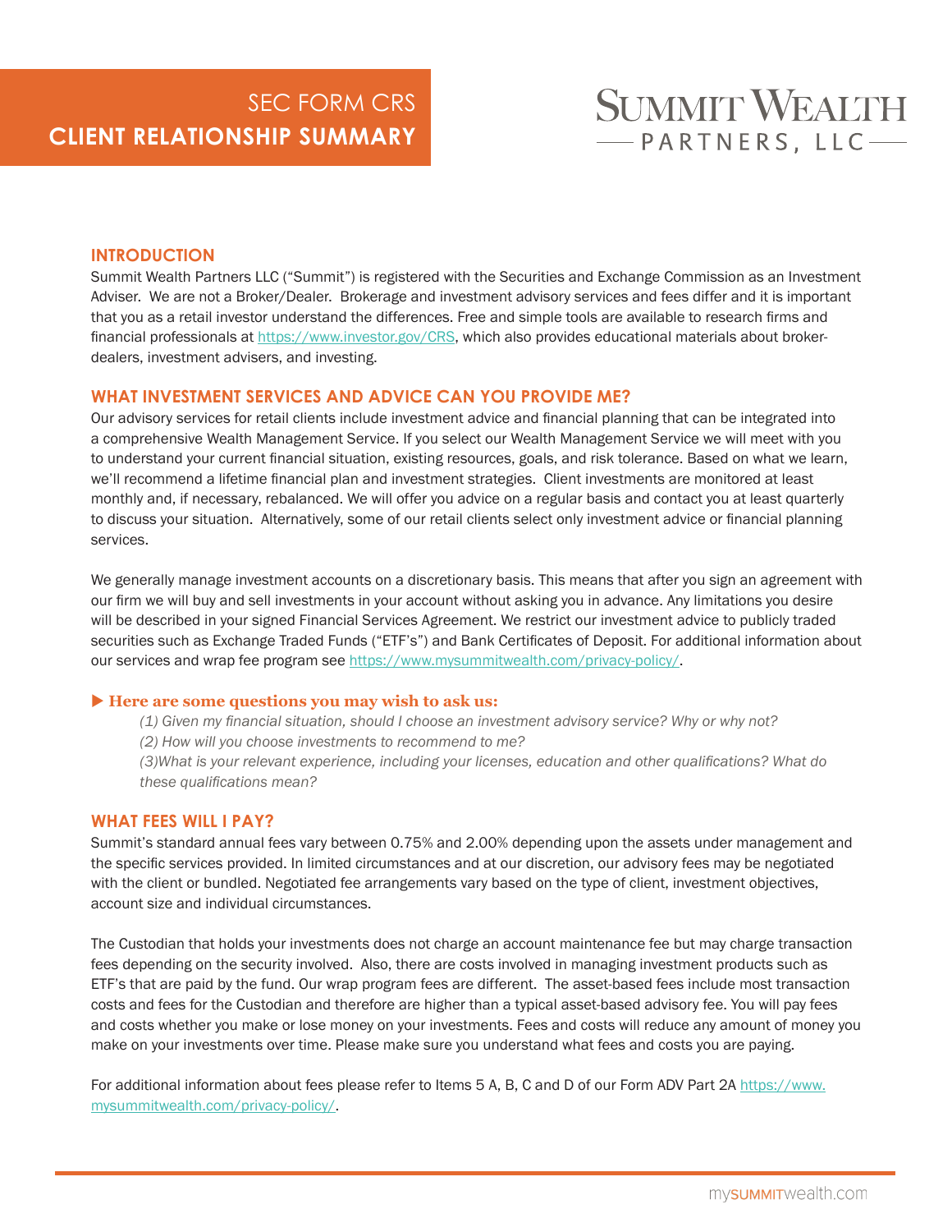# SEC FORM CRS
# CLIENT RELATIONSHIP SUMMARY

SUMMIT WEALTH PARTNERS, LLC

## INTRODUCTION

Summit Wealth Partners LLC ("Summit") is registered with the Securities and Exchange Commission as an Investment Adviser. We are not a Broker/Dealer. Brokerage and investment advisory services and fees differ and it is important that you as a retail investor understand the differences. Free and simple tools are available to research firms and financial professionals at https://www.investor.gov/CRS, which also provides educational materials about broker-dealers, investment advisers, and investing.

## WHAT INVESTMENT SERVICES AND ADVICE CAN YOU PROVIDE ME?

Our advisory services for retail clients include investment advice and financial planning that can be integrated into a comprehensive Wealth Management Service. If you select our Wealth Management Service we will meet with you to understand your current financial situation, existing resources, goals, and risk tolerance. Based on what we learn, we'll recommend a lifetime financial plan and investment strategies. Client investments are monitored at least monthly and, if necessary, rebalanced. We will offer you advice on a regular basis and contact you at least quarterly to discuss your situation. Alternatively, some of our retail clients select only investment advice or financial planning services.

We generally manage investment accounts on a discretionary basis. This means that after you sign an agreement with our firm we will buy and sell investments in your account without asking you in advance. Any limitations you desire will be described in your signed Financial Services Agreement. We restrict our investment advice to publicly traded securities such as Exchange Traded Funds ("ETF's") and Bank Certificates of Deposit. For additional information about our services and wrap fee program see https://www.mysummitwealth.com/privacy-policy/.

▶ **Here are some questions you may wish to ask us:**

*(1) Given my financial situation, should I choose an investment advisory service? Why or why not?*
*(2) How will you choose investments to recommend to me?*
*(3)What is your relevant experience, including your licenses, education and other qualifications? What do these qualifications mean?*

## WHAT FEES WILL I PAY?

Summit's standard annual fees vary between 0.75% and 2.00% depending upon the assets under management and the specific services provided. In limited circumstances and at our discretion, our advisory fees may be negotiated with the client or bundled. Negotiated fee arrangements vary based on the type of client, investment objectives, account size and individual circumstances.

The Custodian that holds your investments does not charge an account maintenance fee but may charge transaction fees depending on the security involved. Also, there are costs involved in managing investment products such as ETF's that are paid by the fund. Our wrap program fees are different. The asset-based fees include most transaction costs and fees for the Custodian and therefore are higher than a typical asset-based advisory fee. You will pay fees and costs whether you make or lose money on your investments. Fees and costs will reduce any amount of money you make on your investments over time. Please make sure you understand what fees and costs you are paying.

For additional information about fees please refer to Items 5 A, B, C and D of our Form ADV Part 2A https://www.mysummitwealth.com/privacy-policy/.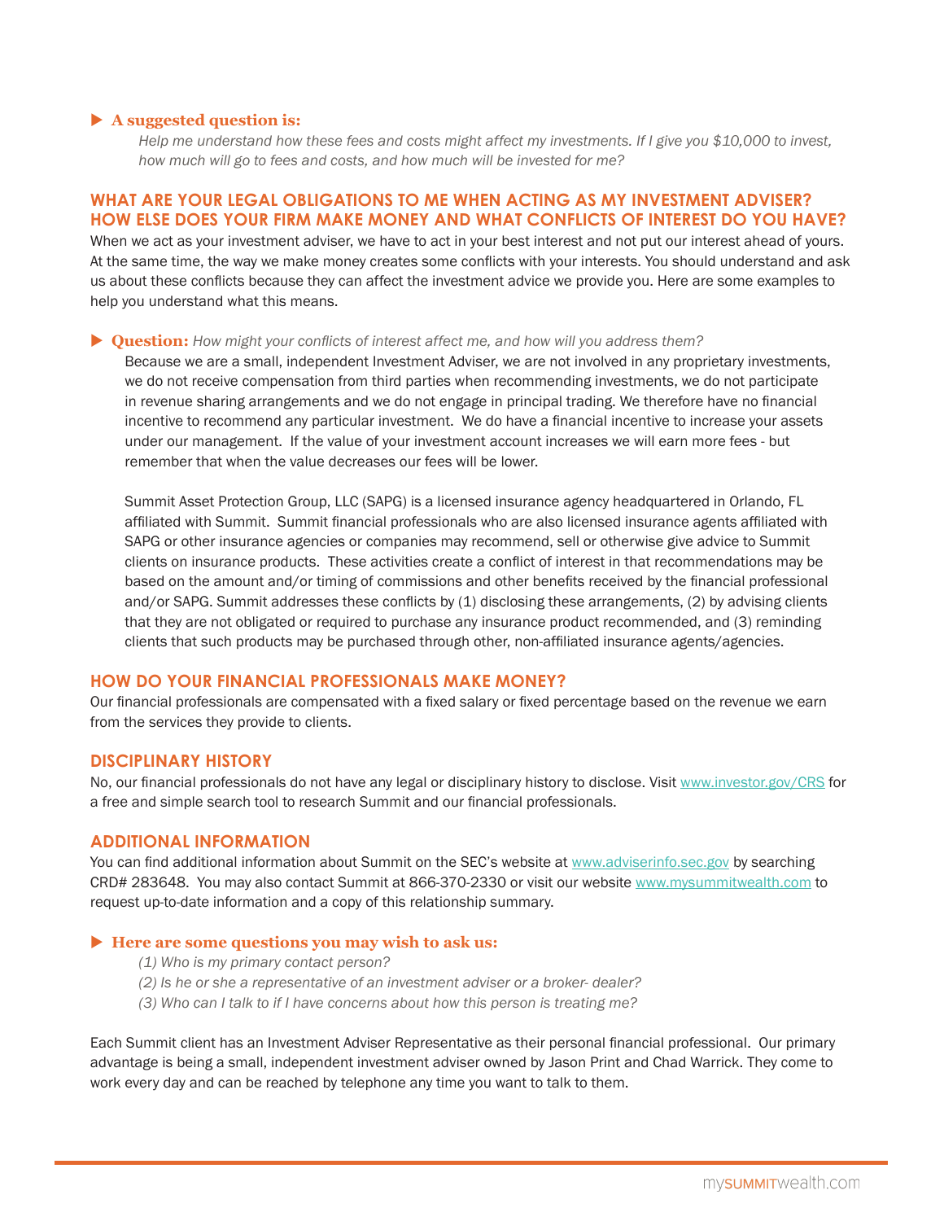▶ **A suggested question is:**

*Help me understand how these fees and costs might affect my investments. If I give you $10,000 to invest, how much will go to fees and costs, and how much will be invested for me?*

## WHAT ARE YOUR LEGAL OBLIGATIONS TO ME WHEN ACTING AS MY INVESTMENT ADVISER? HOW ELSE DOES YOUR FIRM MAKE MONEY AND WHAT CONFLICTS OF INTEREST DO YOU HAVE?

When we act as your investment adviser, we have to act in your best interest and not put our interest ahead of yours. At the same time, the way we make money creates some conflicts with your interests. You should understand and ask us about these conflicts because they can affect the investment advice we provide you. Here are some examples to help you understand what this means.

▶ **Question:** *How might your conflicts of interest affect me, and how will you address them?*

Because we are a small, independent Investment Adviser, we are not involved in any proprietary investments, we do not receive compensation from third parties when recommending investments, we do not participate in revenue sharing arrangements and we do not engage in principal trading. We therefore have no financial incentive to recommend any particular investment. We do have a financial incentive to increase your assets under our management. If the value of your investment account increases we will earn more fees - but remember that when the value decreases our fees will be lower.

Summit Asset Protection Group, LLC (SAPG) is a licensed insurance agency headquartered in Orlando, FL affiliated with Summit. Summit financial professionals who are also licensed insurance agents affiliated with SAPG or other insurance agencies or companies may recommend, sell or otherwise give advice to Summit clients on insurance products. These activities create a conflict of interest in that recommendations may be based on the amount and/or timing of commissions and other benefits received by the financial professional and/or SAPG. Summit addresses these conflicts by (1) disclosing these arrangements, (2) by advising clients that they are not obligated or required to purchase any insurance product recommended, and (3) reminding clients that such products may be purchased through other, non-affiliated insurance agents/agencies.

## HOW DO YOUR FINANCIAL PROFESSIONALS MAKE MONEY?

Our financial professionals are compensated with a fixed salary or fixed percentage based on the revenue we earn from the services they provide to clients.

## DISCIPLINARY HISTORY

No, our financial professionals do not have any legal or disciplinary history to disclose. Visit www.investor.gov/CRS for a free and simple search tool to research Summit and our financial professionals.

## ADDITIONAL INFORMATION

You can find additional information about Summit on the SEC's website at www.adviserinfo.sec.gov by searching CRD# 283648. You may also contact Summit at 866-370-2330 or visit our website www.mysummitwealth.com to request up-to-date information and a copy of this relationship summary.

▶ **Here are some questions you may wish to ask us:**

*(1) Who is my primary contact person?*
*(2) Is he or she a representative of an investment adviser or a broker- dealer?*
*(3) Who can I talk to if I have concerns about how this person is treating me?*

Each Summit client has an Investment Adviser Representative as their personal financial professional. Our primary advantage is being a small, independent investment adviser owned by Jason Print and Chad Warrick. They come to work every day and can be reached by telephone any time you want to talk to them.